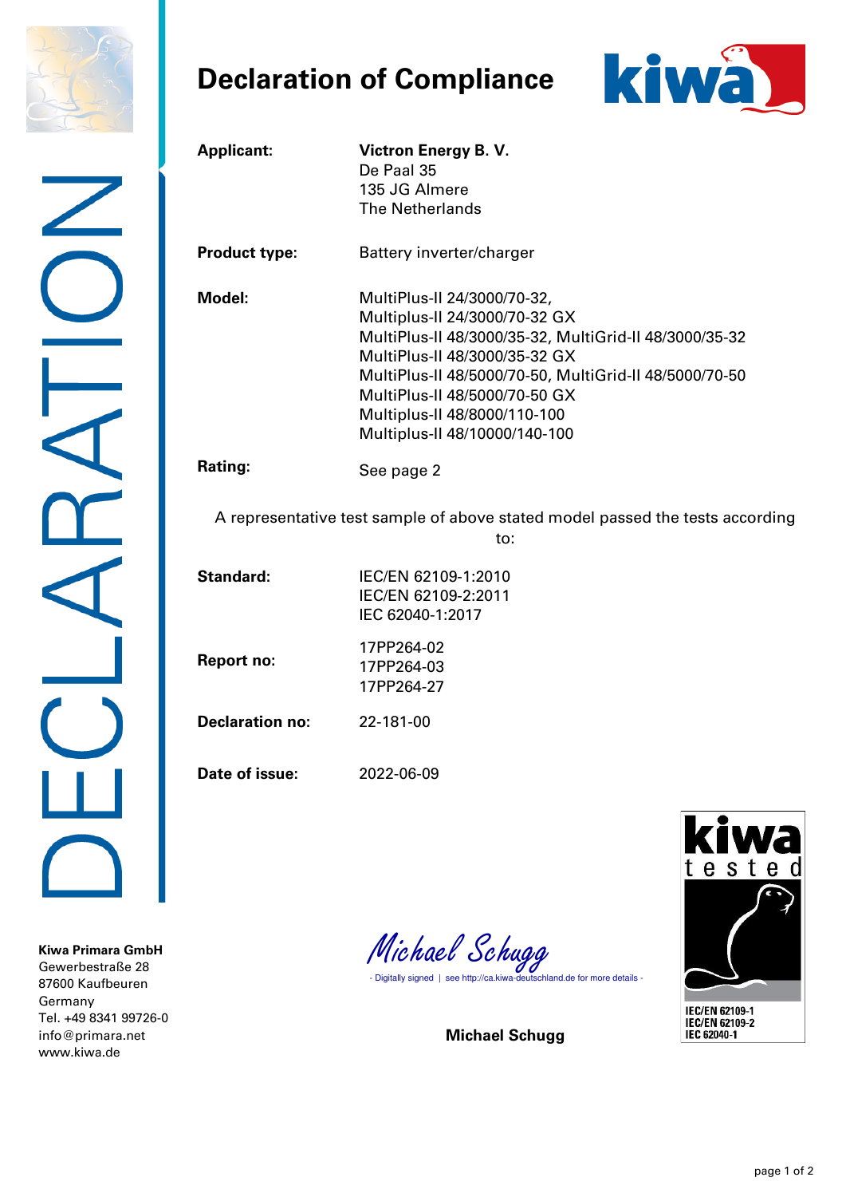# Declaration of Compliance

**Applicant:** **Victron Energy B. V.**
De Paal 35
135 JG Almere
The Netherlands

**Product type:** Battery inverter/charger

**Model:**
MultiPlus-II 24/3000/70-32,
Multiplus-II 24/3000/70-32 GX
MultiPlus-II 48/3000/35-32, MultiGrid-II 48/3000/35-32
MultiPlus-II 48/3000/35-32 GX
MultiPlus-II 48/5000/70-50, MultiGrid-II 48/5000/70-50
MultiPlus-II 48/5000/70-50 GX
Multiplus-II 48/8000/110-100
Multiplus-II 48/10000/140-100

**Rating:** See page 2

A representative test sample of above stated model passed the tests according to:

**Standard:**
IEC/EN 62109-1:2010
IEC/EN 62109-2:2011
IEC 62040-1:2017

**Report no:**
17PP264-02
17PP264-03
17PP264-27

**Declaration no:** 22-181-00

**Date of issue:** 2022-06-09

*Michael Schugg*
- Digitally signed | see http://ca.kiwa-deutschland.de for more details -

**Michael Schugg**

kiwa tested
IEC/EN 62109-1
IEC/EN 62109-2
IEC 62040-1

**Kiwa Primara GmbH**
Gewerbestraße 28
87600 Kaufbeuren
Germany
Tel. +49 8341 99726-0
info@primara.net
www.kiwa.de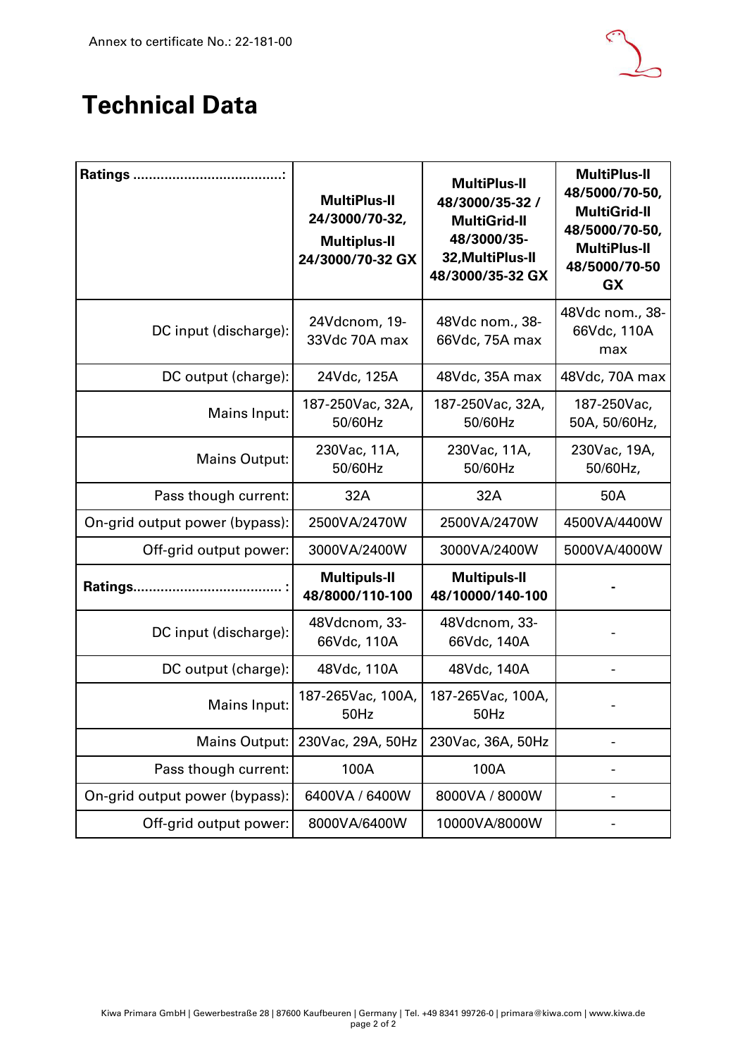Annex to certificate No.: 22-181-00

# Technical Data

| **Ratings ......................................:** | **MultiPlus-II 24/3000/70-32, Multiplus-II 24/3000/70-32 GX** | **MultiPlus-II 48/3000/35-32 / MultiGrid-II 48/3000/35-32,MultiPlus-II 48/3000/35-32 GX** | **MultiPlus-II 48/5000/70-50, MultiGrid-II 48/5000/70-50, MultiPlus-II 48/5000/70-50 GX** |
|---|---|---|---|
| DC input (discharge): | 24Vdcnom, 19-33Vdc 70A max | 48Vdc nom., 38-66Vdc, 75A max | 48Vdc nom., 38-66Vdc, 110A max |
| DC output (charge): | 24Vdc, 125A | 48Vdc, 35A max | 48Vdc, 70A max |
| Mains Input: | 187-250Vac, 32A, 50/60Hz | 187-250Vac, 32A, 50/60Hz | 187-250Vac, 50A, 50/60Hz, |
| Mains Output: | 230Vac, 11A, 50/60Hz | 230Vac, 11A, 50/60Hz | 230Vac, 19A, 50/60Hz, |
| Pass though current: | 32A | 32A | 50A |
| On-grid output power (bypass): | 2500VA/2470W | 2500VA/2470W | 4500VA/4400W |
| Off-grid output power: | 3000VA/2400W | 3000VA/2400W | 5000VA/4000W |
| **Ratings..................................... :** | **Multipuls-II 48/8000/110-100** | **Multipuls-II 48/10000/140-100** | **-** |
| DC input (discharge): | 48Vdcnom, 33-66Vdc, 110A | 48Vdcnom, 33-66Vdc, 140A | - |
| DC output (charge): | 48Vdc, 110A | 48Vdc, 140A | - |
| Mains Input: | 187-265Vac, 100A, 50Hz | 187-265Vac, 100A, 50Hz | - |
| Mains Output: | 230Vac, 29A, 50Hz | 230Vac, 36A, 50Hz | - |
| Pass though current: | 100A | 100A | - |
| On-grid output power (bypass): | 6400VA / 6400W | 8000VA / 8000W | - |
| Off-grid output power: | 8000VA/6400W | 10000VA/8000W | - |

Kiwa Primara GmbH | Gewerbestraße 28 | 87600 Kaufbeuren | Germany | Tel. +49 8341 99726-0 | primara@kiwa.com | www.kiwa.de